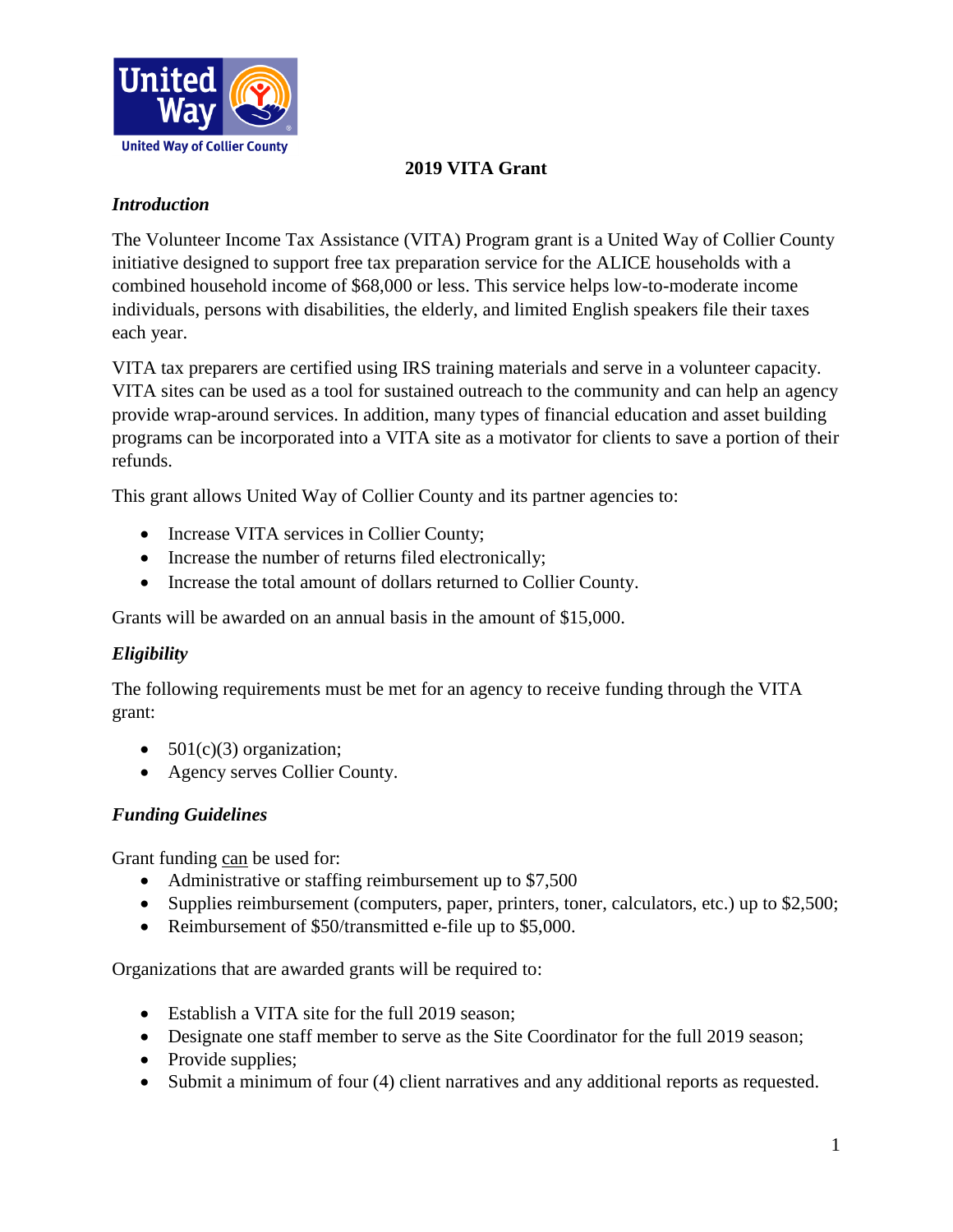United Way of Collier County

# 2019 VITA Grant

### *Introduction*

The Volunteer Income Tax Assistance (VITA) Program grant is a United Way of Collier County initiative designed to support free tax preparation service for the ALICE households with a combined household income of $68,000 or less. This service helps low-to-moderate income individuals, persons with disabilities, the elderly, and limited English speakers file their taxes each year.

VITA tax preparers are certified using IRS training materials and serve in a volunteer capacity. VITA sites can be used as a tool for sustained outreach to the community and can help an agency provide wrap-around services. In addition, many types of financial education and asset building programs can be incorporated into a VITA site as a motivator for clients to save a portion of their refunds.

This grant allows United Way of Collier County and its partner agencies to:

- Increase VITA services in Collier County;
- Increase the number of returns filed electronically;
- Increase the total amount of dollars returned to Collier County.

Grants will be awarded on an annual basis in the amount of $15,000.

### *Eligibility*

The following requirements must be met for an agency to receive funding through the VITA grant:

- 501(c)(3) organization;
- Agency serves Collier County.

### *Funding Guidelines*

Grant funding <u>can</u> be used for:

- Administrative or staffing reimbursement up to $7,500
- Supplies reimbursement (computers, paper, printers, toner, calculators, etc.) up to $2,500;
- Reimbursement of $50/transmitted e-file up to $5,000.

Organizations that are awarded grants will be required to:

- Establish a VITA site for the full 2019 season;
- Designate one staff member to serve as the Site Coordinator for the full 2019 season;
- Provide supplies;
- Submit a minimum of four (4) client narratives and any additional reports as requested.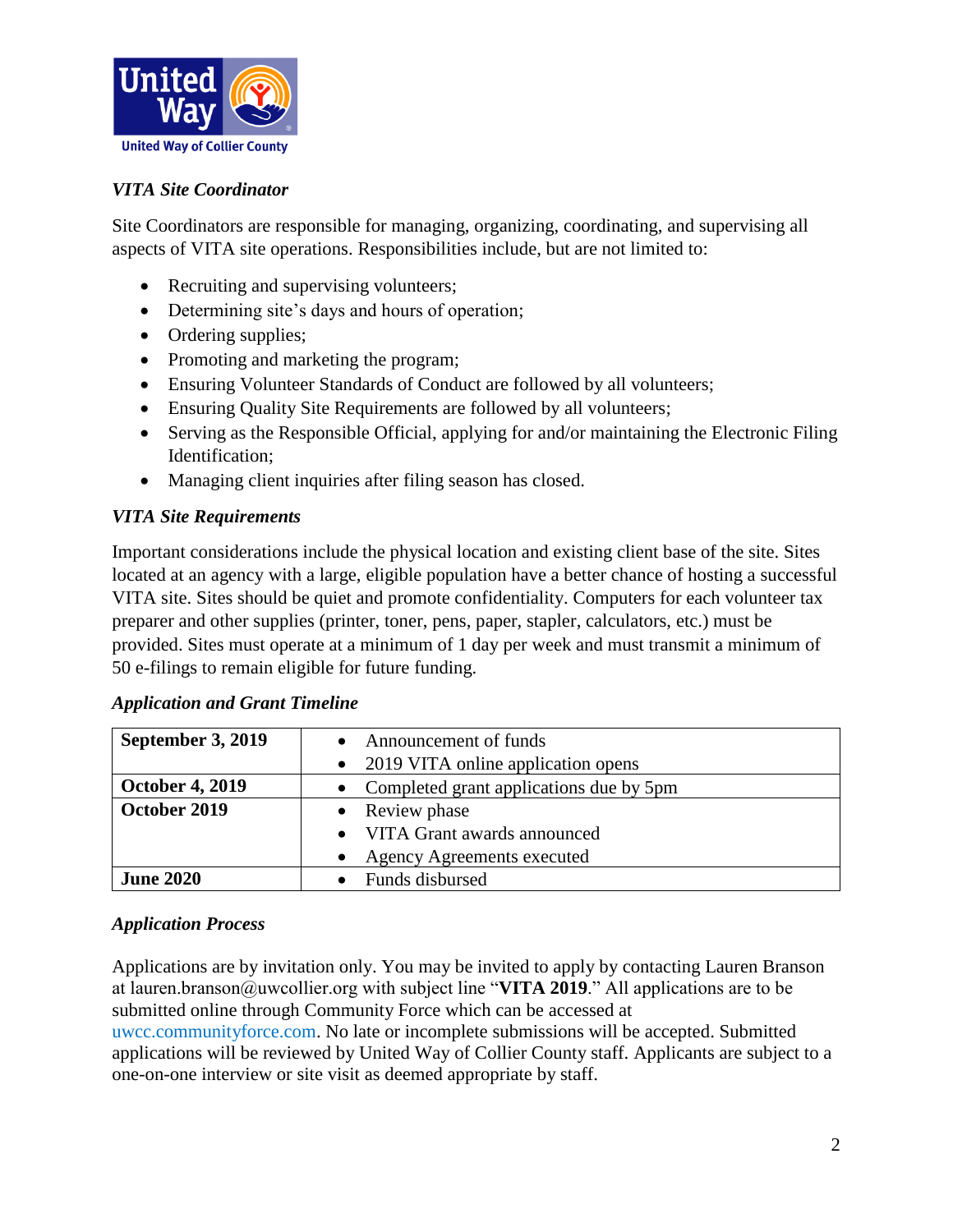### *VITA Site Coordinator*

Site Coordinators are responsible for managing, organizing, coordinating, and supervising all aspects of VITA site operations. Responsibilities include, but are not limited to:

- Recruiting and supervising volunteers;
- Determining site's days and hours of operation;
- Ordering supplies;
- Promoting and marketing the program;
- Ensuring Volunteer Standards of Conduct are followed by all volunteers;
- Ensuring Quality Site Requirements are followed by all volunteers;
- Serving as the Responsible Official, applying for and/or maintaining the Electronic Filing Identification;
- Managing client inquiries after filing season has closed.

### *VITA Site Requirements*

Important considerations include the physical location and existing client base of the site. Sites located at an agency with a large, eligible population have a better chance of hosting a successful VITA site. Sites should be quiet and promote confidentiality. Computers for each volunteer tax preparer and other supplies (printer, toner, pens, paper, stapler, calculators, etc.) must be provided. Sites must operate at a minimum of 1 day per week and must transmit a minimum of 50 e-filings to remain eligible for future funding.

### *Application and Grant Timeline*

| | |
|---|---|
| **September 3, 2019** | • Announcement of funds<br>• 2019 VITA online application opens |
| **October 4, 2019** | • Completed grant applications due by 5pm |
| **October 2019** | • Review phase<br>• VITA Grant awards announced<br>• Agency Agreements executed |
| **June 2020** | • Funds disbursed |

### *Application Process*

Applications are by invitation only. You may be invited to apply by contacting Lauren Branson at lauren.branson@uwcollier.org with subject line "**VITA 2019**." All applications are to be submitted online through Community Force which can be accessed at uwcc.communityforce.com. No late or incomplete submissions will be accepted. Submitted applications will be reviewed by United Way of Collier County staff. Applicants are subject to a one-on-one interview or site visit as deemed appropriate by staff.